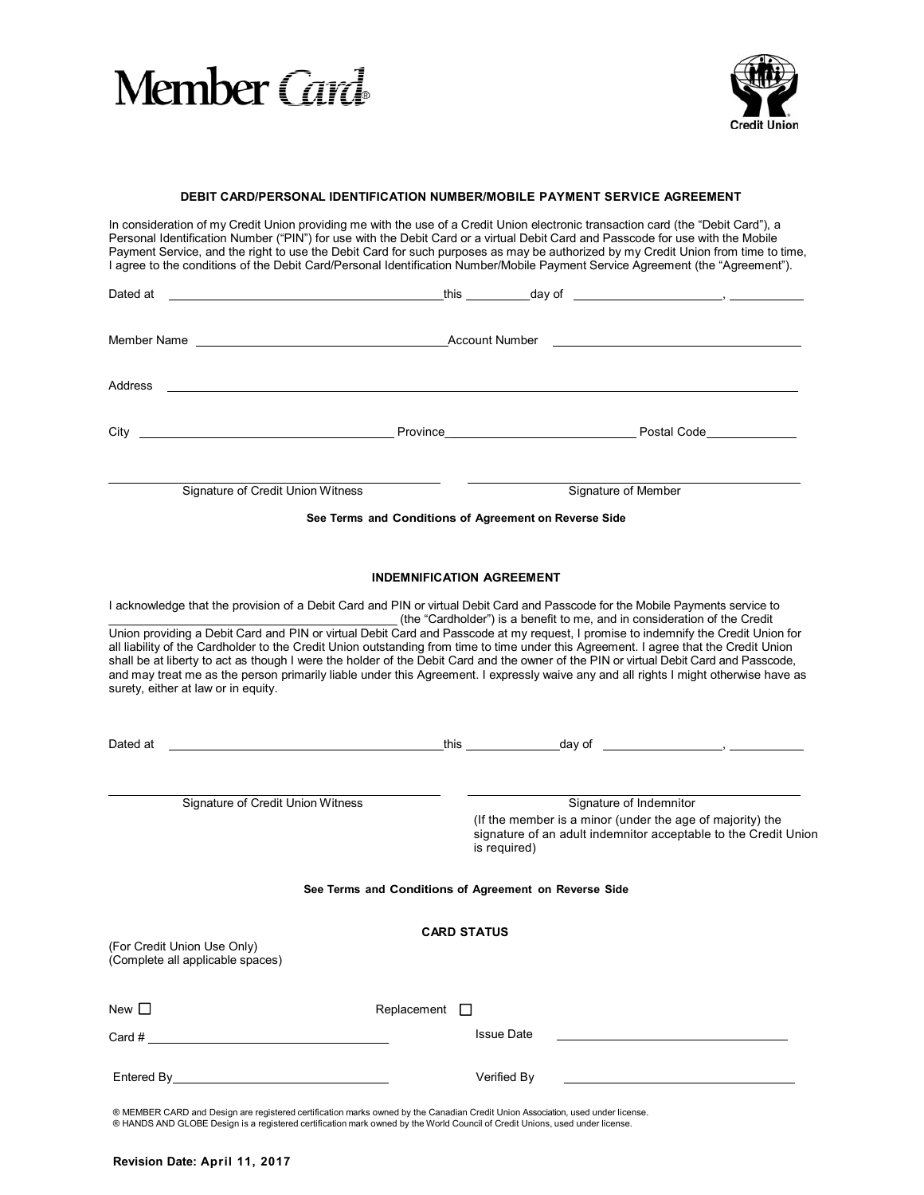# Member Card®

Credit Union

### DEBIT CARD/PERSONAL IDENTIFICATION NUMBER/MOBILE PAYMENT SERVICE AGREEMENT

In consideration of my Credit Union providing me with the use of a Credit Union electronic transaction card (the "Debit Card"), a Personal Identification Number ("PIN") for use with the Debit Card or a virtual Debit Card and Passcode for use with the Mobile Payment Service, and the right to use the Debit Card for such purposes as may be authorized by my Credit Union from time to time, I agree to the conditions of the Debit Card/Personal Identification Number/Mobile Payment Service Agreement (the "Agreement").

Dated at ______________________ this ________ day of ______________________, __________

Member Name ______________________ Account Number ______________________

Address ______________________________________________

City ______________________ Province ______________________ Postal Code __________

______________________ Signature of Credit Union Witness

______________________ Signature of Member

**See Terms and Conditions of Agreement on Reverse Side**

### INDEMNIFICATION AGREEMENT

I acknowledge that the provision of a Debit Card and PIN or virtual Debit Card and Passcode for the Mobile Payments service to ______________________ (the "Cardholder") is a benefit to me, and in consideration of the Credit Union providing a Debit Card and PIN or virtual Debit Card and Passcode at my request, I promise to indemnify the Credit Union for all liability of the Cardholder to the Credit Union outstanding from time to time under this Agreement. I agree that the Credit Union shall be at liberty to act as though I were the holder of the Debit Card and the owner of the PIN or virtual Debit Card and Passcode, and may treat me as the person primarily liable under this Agreement. I expressly waive any and all rights I might otherwise have as surety, either at law or in equity.

Dated at ______________________ this ________ day of ______________________, __________

______________________ Signature of Credit Union Witness

______________________ Signature of Indemnitor
(If the member is a minor (under the age of majority) the signature of an adult indemnitor acceptable to the Credit Union is required)

**See Terms and Conditions of Agreement on Reverse Side**

### CARD STATUS

(For Credit Union Use Only)
(Complete all applicable spaces)

New ☐ Replacement ☐

Card # ______________________ Issue Date ______________________

Entered By ______________________ Verified By ______________________

® MEMBER CARD and Design are registered certification marks owned by the Canadian Credit Union Association, used under license.
® HANDS AND GLOBE Design is a registered certification mark owned by the World Council of Credit Unions, used under license.

**Revision Date: April 11, 2017**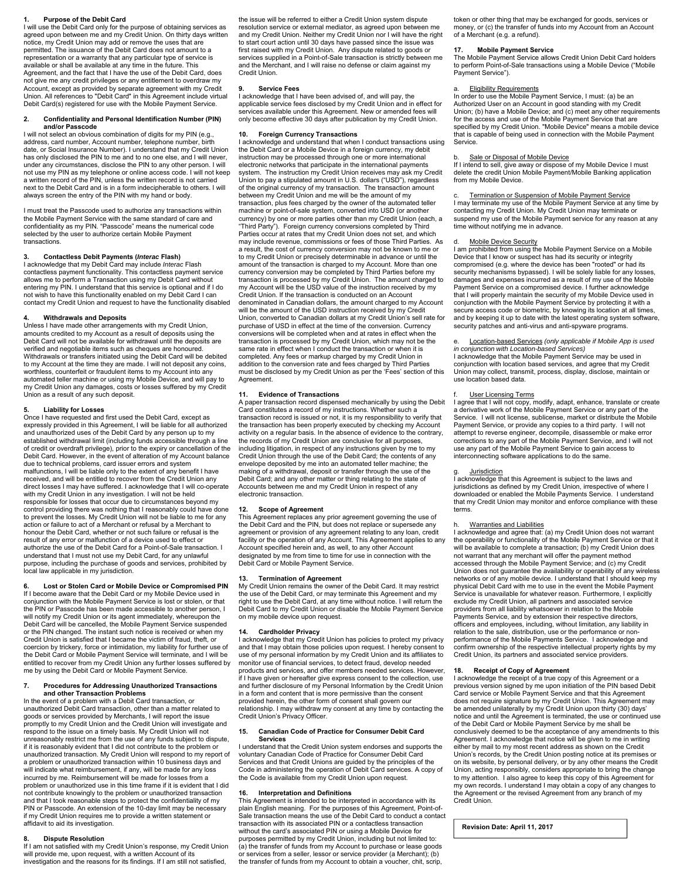## 1. Purpose of the Debit Card

I will use the Debit Card only for the purpose of obtaining services as agreed upon between me and my Credit Union. On thirty days written notice, my Credit Union may add or remove the uses that are permitted. The issuance of the Debit Card does not amount to a representation or a warranty that any particular type of service is available or shall be available at any time in the future. This Agreement, and the fact that I have the use of the Debit Card, does not give me any credit privileges or any entitlement to overdraw my Account, except as provided by separate agreement with my Credit Union. All references to "Debit Card" in this Agreement include virtual Debit Card(s) registered for use with the Mobile Payment Service.

## 2. Confidentiality and Personal Identification Number (PIN) and/or Passcode

I will not select an obvious combination of digits for my PIN (e.g., address, card number, Account number, telephone number, birth date, or Social Insurance Number). I understand that my Credit Union has only disclosed the PIN to me and to no one else, and I will never, under any circumstances, disclose the PIN to any other person. I will not use my PIN as my telephone or online access code. I will not keep a written record of the PIN, unless the written record is not carried next to the Debit Card and is in a form indecipherable to others. I will always screen the entry of the PIN with my hand or body.

I must treat the Passcode used to authorize any transactions within the Mobile Payment Service with the same standard of care and confidentiality as my PIN. "Passcode" means the numerical code selected by the user to authorize certain Mobile Payment transactions.

## 3. Contactless Debit Payments (*Interac* Flash)

I acknowledge that my Debit Card may include *Interac* Flash contactless payment functionality. This contactless payment service allows me to perform a Transaction using my Debit Card without entering my PIN. I understand that this service is optional and if I do not wish to have this functionality enabled on my Debit Card I can contact my Credit Union and request to have the functionality disabled

## 4. Withdrawals and Deposits

Unless I have made other arrangements with my Credit Union, amounts credited to my Account as a result of deposits using the Debit Card will not be available for withdrawal until the deposits are verified and negotiable items such as cheques are honoured. Withdrawals or transfers initiated using the Debit Card will be debited to my Account at the time they are made. I will not deposit any coins, worthless, counterfeit or fraudulent items to my Account into any automated teller machine or using my Mobile Device, and will pay to my Credit Union any damages, costs or losses suffered by my Credit Union as a result of any such deposit.

## 5. Liability for Losses

Once I have requested and first used the Debit Card, except as expressly provided in this Agreement, I will be liable for all authorized and unauthorized uses of the Debit Card by any person up to my established withdrawal limit (including funds accessible through a line of credit or overdraft privilege), prior to the expiry or cancellation of the Debit Card. However, in the event of alteration of my Account balance due to technical problems, card issuer errors and system malfunctions, I will be liable only to the extent of any benefit I have received, and will be entitled to recover from the Credit Union any direct losses I may have suffered. I acknowledge that I will co-operate with my Credit Union in any investigation. I will not be held responsible for losses that occur due to circumstances beyond my control providing there was nothing that I reasonably could have done to prevent the losses. My Credit Union will not be liable to me for any action or failure to act of a Merchant or refusal by a Merchant to honour the Debit Card, whether or not such failure or refusal is the result of any error or malfunction of a device used to effect or authorize the use of the Debit Card for a Point-of-Sale transaction. I understand that I must not use my Debit Card, for any unlawful purpose, including the purchase of goods and services, prohibited by local law applicable in my jurisdiction.

## 6. Lost or Stolen Card or Mobile Device or Compromised PIN

If I become aware that the Debit Card or my Mobile Device used in conjunction with the Mobile Payment Service is lost or stolen, or that the PIN or Passcode has been made accessible to another person, I will notify my Credit Union or its agent immediately, whereupon the Debit Card will be cancelled, the Mobile Payment Service suspended or the PIN changed. The instant such notice is received or when my Credit Union is satisfied that I became the victim of fraud, theft, or coercion by trickery, force or intimidation, my liability for further use of the Debit Card or Mobile Payment Service will terminate, and I will be entitled to recover from my Credit Union any further losses suffered by me by using the Debit Card or Mobile Payment Service.

## 7. Procedures for Addressing Unauthorized Transactions and other Transaction Problems

In the event of a problem with a Debit Card transaction, or unauthorized Debit Card transaction, other than a matter related to goods or services provided by Merchants, I will report the issue promptly to my Credit Union and the Credit Union will investigate and respond to the issue on a timely basis. My Credit Union will not unreasonably restrict me from the use of any funds subject to dispute, if it is reasonably evident that I did not contribute to the problem or unauthorized transaction. My Credit Union will respond to my report of a problem or unauthorized transaction within 10 business days and will indicate what reimbursement, if any, will be made for any loss incurred by me. Reimbursement will be made for losses from a problem or unauthorized use in this time frame if it is evident that I did not contribute knowingly to the problem or unauthorized transaction and that I took reasonable steps to protect the confidentiality of my PIN or Passcode. An extension of the 10-day limit may be necessary if my Credit Union requires me to provide a written statement or affidavit to aid its investigation.

## 8. Dispute Resolution

If I am not satisfied with my Credit Union's response, my Credit Union will provide me, upon request, with a written Account of its investigation and the reasons for its findings. If I am still not satisfied, the issue will be referred to either a Credit Union system dispute resolution service or external mediator, as agreed upon between me and my Credit Union. Neither my Credit Union nor I will have the right to start court action until 30 days have passed since the issue was first raised with my Credit Union. Any dispute related to goods or services supplied in a Point-of-Sale transaction is strictly between me and the Merchant, and I will raise no defense or claim against my Credit Union.

## 9. Service Fees

I acknowledge that I have been advised of, and will pay, the applicable service fees disclosed by my Credit Union and in effect for services available under this Agreement. New or amended fees will only become effective 30 days after publication by my Credit Union.

## 10. Foreign Currency Transactions

I acknowledge and understand that when I conduct transactions using the Debit Card or a Mobile Device in a foreign currency, my debit instruction may be processed through one or more international electronic networks that participate in the international payments system. The instruction my Credit Union receives may ask my Credit Union to pay a stipulated amount in U.S. dollars ("USD"), regardless of the original currency of my transaction. The transaction amount between my Credit Union and me will be the amount of my transaction, plus fees charged by the owner of the automated teller machine or point-of-sale system, converted into USD (or another currency) by one or more parties other than my Credit Union (each, a "Third Party"). Foreign currency conversions completed by Third Parties occur at rates that my Credit Union does not set, and which may include revenue, commissions or fees of those Third Parties. As a result, the cost of currency conversion may not be known to me or to my Credit Union or precisely determinable in advance or until the amount of the transaction is charged to my Account. More than one currency conversion may be completed by Third Parties before my transaction is processed by my Credit Union. The amount charged to my Account will be the USD value of the instruction received by my Credit Union. If the transaction is conducted on an Account denominated in Canadian dollars, the amount charged to my Account will be the amount of the USD instruction received by my Credit Union, converted to Canadian dollars at my Credit Union's sell rate for purchase of USD in effect at the time of the conversion. Currency conversions will be completed when and at rates in effect when the transaction is processed by my Credit Union, which may not be the same rate in effect when I conduct the transaction or when it is completed. Any fees or markup charged by my Credit Union in addition to the conversion rate and fees charged by Third Parties must be disclosed by my Credit Union as per the 'Fees' section of this Agreement.

## 11. Evidence of Transactions

A paper transaction record dispensed mechanically by using the Debit Card constitutes a record of my instructions. Whether such a transaction record is issued or not, it is my responsibility to verify that the transaction has been properly executed by checking my Account activity on a regular basis. In the absence of evidence to the contrary, the records of my Credit Union are conclusive for all purposes, including litigation, in respect of any instructions given by me to my Credit Union through the use of the Debit Card; the contents of any envelope deposited by me into an automated teller machine; the making of a withdrawal, deposit or transfer through the use of the Debit Card; and any other matter or thing relating to the state of Accounts between me and my Credit Union in respect of any electronic transaction.

## 12. Scope of Agreement

This Agreement replaces any prior agreement governing the use of the Debit Card and the PIN, but does not replace or supersede any agreement or provision of any agreement relating to any loan, credit facility or the operation of any Account. This Agreement applies to any Account specified herein and, as well, to any other Account designated by me from time to time for use in connection with the Debit Card or Mobile Payment Service.

## 13. Termination of Agreement

My Credit Union remains the owner of the Debit Card. It may restrict the use of the Debit Card, or may terminate this Agreement and my right to use the Debit Card, at any time without notice. I will return the Debit Card to my Credit Union or disable the Mobile Payment Service on my mobile device upon request.

## 14. Cardholder Privacy

I acknowledge that my Credit Union has policies to protect my privacy and that I may obtain those policies upon request. I hereby consent to use of my personal information by my Credit Union and its affiliates to monitor use of financial services, to detect fraud, develop needed products and services, and offer members needed services. However, if I have given or hereafter give express consent to the collection, use and further disclosure of my Personal Information by the Credit Union in a form and content that is more permissive than the consent provided herein, the other form of consent shall govern our relationship. I may withdraw my consent at any time by contacting the Credit Union's Privacy Officer.

## 15. Canadian Code of Practice for Consumer Debit Card Services

I understand that the Credit Union system endorses and supports the voluntary Canadian Code of Practice for Consumer Debit Card Services and that Credit Unions are guided by the principles of the Code in administering the operation of Debit Card services. A copy of the Code is available from my Credit Union upon request.

## 16. Interpretation and Definitions

This Agreement is intended to be interpreted in accordance with its plain English meaning. For the purposes of this Agreement, Point-of-Sale transaction means the use of the Debit Card to conduct a contact transaction with its associated PIN or a contactless transaction without the card's associated PIN or using a Mobile Device for purposes permitted by my Credit Union, including but not limited to: (a) the transfer of funds from my Account to purchase or lease goods or services from a seller, lessor or service provider (a Merchant); (b) the transfer of funds from my Account to obtain a voucher, chit, scrip, token or other thing that may be exchanged for goods, services or money, or (c) the transfer of funds into my Account from an Account of a Merchant (e.g. a refund).

## 17. Mobile Payment Service

The Mobile Payment Service allows Credit Union Debit Card holders to perform Point-of-Sale transactions using a Mobile Device ("Mobile Payment Service").

a. Eligibility Requirements

In order to use the Mobile Payment Service, I must: (a) be an Authorized User on an Account in good standing with my Credit Union; (b) have a Mobile Device; and (c) meet any other requirements for the access and use of the Mobile Payment Service that are specified by my Credit Union. "Mobile Device" means a mobile device that is capable of being used in connection with the Mobile Payment Service.

b. Sale or Disposal of Mobile Device

If I intend to sell, give away or dispose of my Mobile Device I must delete the credit Union Mobile Payment/Mobile Banking application from my Mobile Device.

c. Termination or Suspension of Mobile Payment Service

I may terminate my use of the Mobile Payment Service at any time by contacting my Credit Union. My Credit Union may terminate or suspend my use of the Mobile Payment service for any reason at any time without notifying me in advance.

d. Mobile Device Security

I am prohibited from using the Mobile Payment Service on a Mobile Device that I know or suspect has had its security or integrity compromised (e.g. where the device has been "rooted" or had its security mechanisms bypassed). I will be solely liable for any losses, damages and expenses incurred as a result of my use of the Mobile Payment Service on a compromised device. I further acknowledge that I will properly maintain the security of my Mobile Device used in conjunction with the Mobile Payment Service by protecting it with a secure access code or biometric, by knowing its location at all times, and by keeping it up to date with the latest operating system software, security patches and anti-virus and anti-spyware programs.

e. Location-based Services *(only applicable if Mobile App is used in conjunction with Location-based Services)*

I acknowledge that the Mobile Payment Service may be used in conjunction with location based services, and agree that my Credit Union may collect, transmit, process, display, disclose, maintain or use location based data.

f. User Licensing Terms

I agree that I will not copy, modify, adapt, enhance, translate or create a derivative work of the Mobile Payment Service or any part of the Service. I will not license, sublicense, market or distribute the Mobile Payment Service, or provide any copies to a third party. I will not attempt to reverse engineer, decompile, disassemble or make error corrections to any part of the Mobile Payment Service, and I will not use any part of the Mobile Payment Service to gain access to interconnecting software applications to do the same.

g. Jurisdiction

I acknowledge that this Agreement is subject to the laws and jurisdictions as defined by my Credit Union, irrespective of where I downloaded or enabled the Mobile Payments Service. I understand that my Credit Union may monitor and enforce compliance with these terms.

h. Warranties and Liabilities

I acknowledge and agree that: (a) my Credit Union does not warrant the operability or functionality of the Mobile Payment Service or that it will be available to complete a transaction; (b) my Credit Union does not warrant that any merchant will offer the payment method accessed through the Mobile Payment Service; and (c) my Credit Union does not guarantee the availability or operability of any wireless networks or of any mobile device. I understand that I should keep my physical Debit Card with me to use in the event the Mobile Payment Service is unavailable for whatever reason. Furthermore, I explicitly exclude my Credit Union, all partners and associated service providers from all liability whatsoever in relation to the Mobile Payments Service, and by extension their respective directors, officers and employees, including, without limitation, any liability in relation to the sale, distribution, use or the performance or non-performance of the Mobile Payments Service. I acknowledge and confirm ownership of the respective intellectual property rights by my Credit Union, its partners and associated service providers.

## 18. Receipt of Copy of Agreement

I acknowledge the receipt of a true copy of this Agreement or a previous version signed by me upon initiation of the PIN based Debit Card service or Mobile Payment Service and that this Agreement does not require signature by my Credit Union. This Agreement may be amended unilaterally by my Credit Union upon thirty (30) days' notice and until the Agreement is terminated, the use or continued use of the Debit Card or Mobile Payment Service by me shall be conclusively deemed to be the acceptance of any amendments to this Agreement. I acknowledge that notice will be given to me in writing either by mail to my most recent address as shown on the Credit Union's records, by the Credit Union posting notice at its premises or on its website, by personal delivery, or by any other means the Credit Union, acting responsibly, considers appropriate to bring the change to my attention. I also agree to keep this copy of this Agreement for my own records. I understand I may obtain a copy of any changes to the Agreement or the revised Agreement from any branch of my Credit Union.

**Revision Date: April 11, 2017**